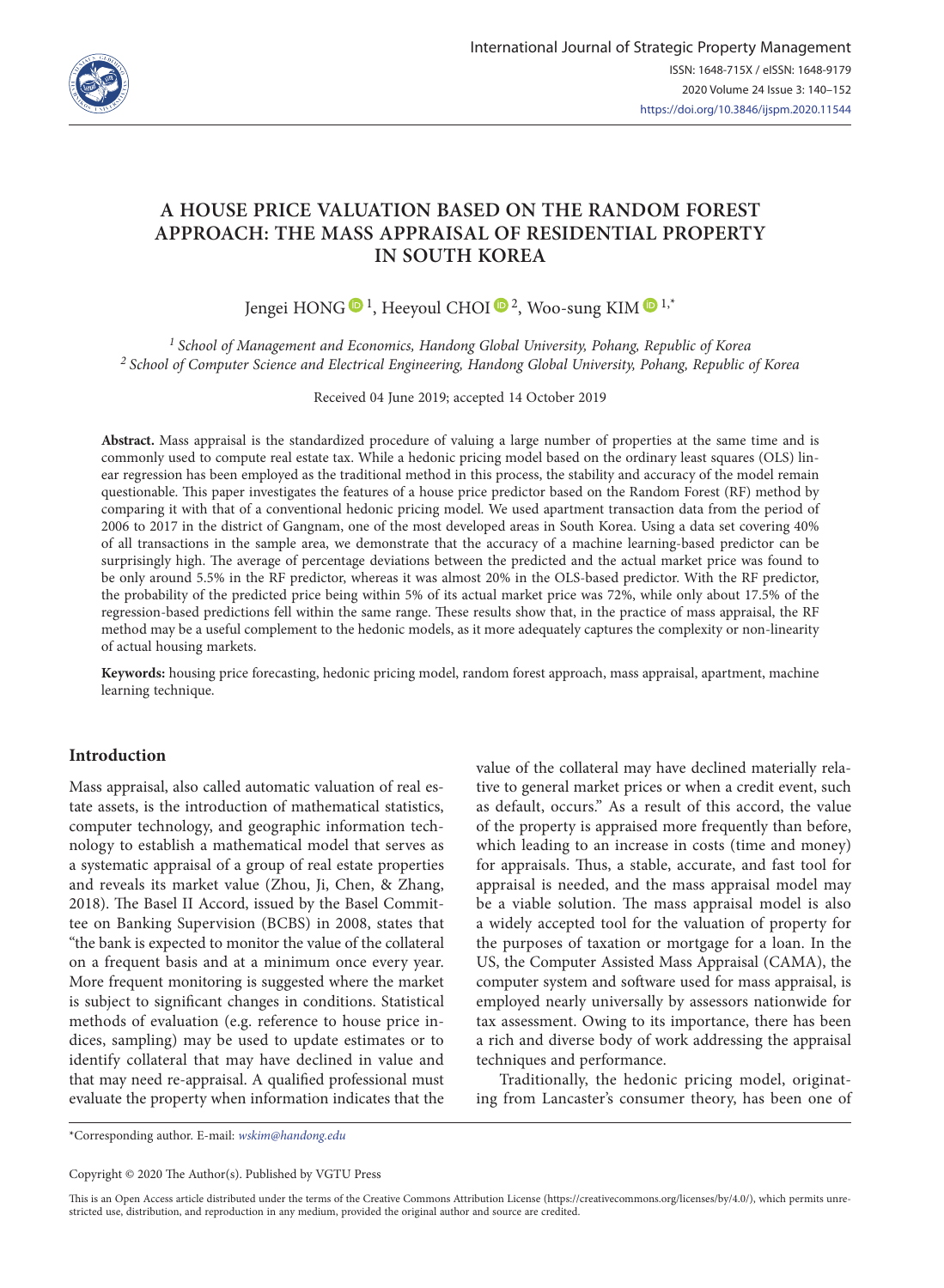# A HOUSE PRICE VALUATION BASED ON THE RANDOM FOREST APPROACH: THE MASS APPRAISAL OF RESIDENTIAL PROPERTY IN SOUTH KOREA

Jengei HONG [1], Heeyoul CHOI [2], Woo-sung KIM [1,*]

[1] *School of Management and Economics, Handong Global University, Pohang, Republic of Korea*
[2] *School of Computer Science and Electrical Engineering, Handong Global University, Pohang, Republic of Korea*

Received 04 June 2019; accepted 14 October 2019

**Abstract.** Mass appraisal is the standardized procedure of valuing a large number of properties at the same time and is commonly used to compute real estate tax. While a hedonic pricing model based on the ordinary least squares (OLS) linear regression has been employed as the traditional method in this process, the stability and accuracy of the model remain questionable. This paper investigates the features of a house price predictor based on the Random Forest (RF) method by comparing it with that of a conventional hedonic pricing model. We used apartment transaction data from the period of 2006 to 2017 in the district of Gangnam, one of the most developed areas in South Korea. Using a data set covering 40% of all transactions in the sample area, we demonstrate that the accuracy of a machine learning-based predictor can be surprisingly high. The average of percentage deviations between the predicted and the actual market price was found to be only around 5.5% in the RF predictor, whereas it was almost 20% in the OLS-based predictor. With the RF predictor, the probability of the predicted price being within 5% of its actual market price was 72%, while only about 17.5% of the regression-based predictions fell within the same range. These results show that, in the practice of mass appraisal, the RF method may be a useful complement to the hedonic models, as it more adequately captures the complexity or non-linearity of actual housing markets.

**Keywords:** housing price forecasting, hedonic pricing model, random forest approach, mass appraisal, apartment, machine learning technique.

## Introduction

Mass appraisal, also called automatic valuation of real estate assets, is the introduction of mathematical statistics, computer technology, and geographic information technology to establish a mathematical model that serves as a systematic appraisal of a group of real estate properties and reveals its market value (Zhou, Ji, Chen, & Zhang, 2018). The Basel II Accord, issued by the Basel Committee on Banking Supervision (BCBS) in 2008, states that "the bank is expected to monitor the value of the collateral on a frequent basis and at a minimum once every year. More frequent monitoring is suggested where the market is subject to significant changes in conditions. Statistical methods of evaluation (e.g. reference to house price indices, sampling) may be used to update estimates or to identify collateral that may have declined in value and that may need re-appraisal. A qualified professional must evaluate the property when information indicates that the value of the collateral may have declined materially relative to general market prices or when a credit event, such as default, occurs." As a result of this accord, the value of the property is appraised more frequently than before, which leading to an increase in costs (time and money) for appraisals. Thus, a stable, accurate, and fast tool for appraisal is needed, and the mass appraisal model may be a viable solution. The mass appraisal model is also a widely accepted tool for the valuation of property for the purposes of taxation or mortgage for a loan. In the US, the Computer Assisted Mass Appraisal (CAMA), the computer system and software used for mass appraisal, is employed nearly universally by assessors nationwide for tax assessment. Owing to its importance, there has been a rich and diverse body of work addressing the appraisal techniques and performance.

Traditionally, the hedonic pricing model, originating from Lancaster's consumer theory, has been one of

*Corresponding author. E-mail: *wskim@handong.edu*

Copyright © 2020 The Author(s). Published by VGTU Press

This is an Open Access article distributed under the terms of the Creative Commons Attribution License (https://creativecommons.org/licenses/by/4.0/), which permits unrestricted use, distribution, and reproduction in any medium, provided the original author and source are credited.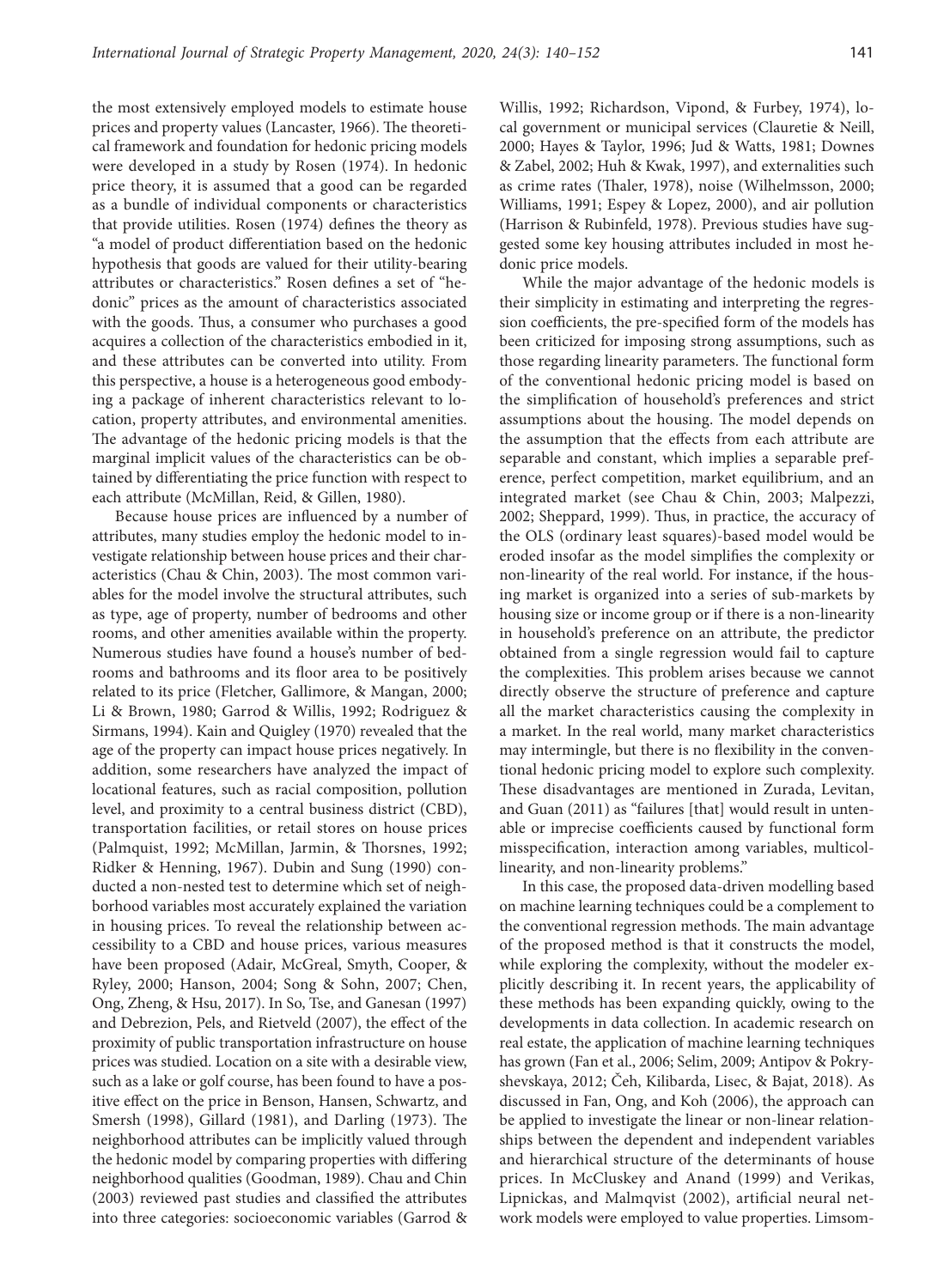the most extensively employed models to estimate house prices and property values (Lancaster, 1966). The theoretical framework and foundation for hedonic pricing models were developed in a study by Rosen (1974). In hedonic price theory, it is assumed that a good can be regarded as a bundle of individual components or characteristics that provide utilities. Rosen (1974) defines the theory as "a model of product differentiation based on the hedonic hypothesis that goods are valued for their utility-bearing attributes or characteristics." Rosen defines a set of "hedonic" prices as the amount of characteristics associated with the goods. Thus, a consumer who purchases a good acquires a collection of the characteristics embodied in it, and these attributes can be converted into utility. From this perspective, a house is a heterogeneous good embodying a package of inherent characteristics relevant to location, property attributes, and environmental amenities. The advantage of the hedonic pricing models is that the marginal implicit values of the characteristics can be obtained by differentiating the price function with respect to each attribute (McMillan, Reid, & Gillen, 1980).

Because house prices are influenced by a number of attributes, many studies employ the hedonic model to investigate relationship between house prices and their characteristics (Chau & Chin, 2003). The most common variables for the model involve the structural attributes, such as type, age of property, number of bedrooms and other rooms, and other amenities available within the property. Numerous studies have found a house's number of bedrooms and bathrooms and its floor area to be positively related to its price (Fletcher, Gallimore, & Mangan, 2000; Li & Brown, 1980; Garrod & Willis, 1992; Rodriguez & Sirmans, 1994). Kain and Quigley (1970) revealed that the age of the property can impact house prices negatively. In addition, some researchers have analyzed the impact of locational features, such as racial composition, pollution level, and proximity to a central business district (CBD), transportation facilities, or retail stores on house prices (Palmquist, 1992; McMillan, Jarmin, & Thorsnes, 1992; Ridker & Henning, 1967). Dubin and Sung (1990) conducted a non-nested test to determine which set of neighborhood variables most accurately explained the variation in housing prices. To reveal the relationship between accessibility to a CBD and house prices, various measures have been proposed (Adair, McGreal, Smyth, Cooper, & Ryley, 2000; Hanson, 2004; Song & Sohn, 2007; Chen, Ong, Zheng, & Hsu, 2017). In So, Tse, and Ganesan (1997) and Debrezion, Pels, and Rietveld (2007), the effect of the proximity of public transportation infrastructure on house prices was studied. Location on a site with a desirable view, such as a lake or golf course, has been found to have a positive effect on the price in Benson, Hansen, Schwartz, and Smersh (1998), Gillard (1981), and Darling (1973). The neighborhood attributes can be implicitly valued through the hedonic model by comparing properties with differing neighborhood qualities (Goodman, 1989). Chau and Chin (2003) reviewed past studies and classified the attributes into three categories: socioeconomic variables (Garrod & Willis, 1992; Richardson, Vipond, & Furbey, 1974), local government or municipal services (Clauretie & Neill, 2000; Hayes & Taylor, 1996; Jud & Watts, 1981; Downes & Zabel, 2002; Huh & Kwak, 1997), and externalities such as crime rates (Thaler, 1978), noise (Wilhelmsson, 2000; Williams, 1991; Espey & Lopez, 2000), and air pollution (Harrison & Rubinfeld, 1978). Previous studies have suggested some key housing attributes included in most hedonic price models.

While the major advantage of the hedonic models is their simplicity in estimating and interpreting the regression coefficients, the pre-specified form of the models has been criticized for imposing strong assumptions, such as those regarding linearity parameters. The functional form of the conventional hedonic pricing model is based on the simplification of household's preferences and strict assumptions about the housing. The model depends on the assumption that the effects from each attribute are separable and constant, which implies a separable preference, perfect competition, market equilibrium, and an integrated market (see Chau & Chin, 2003; Malpezzi, 2002; Sheppard, 1999). Thus, in practice, the accuracy of the OLS (ordinary least squares)-based model would be eroded insofar as the model simplifies the complexity or non-linearity of the real world. For instance, if the housing market is organized into a series of sub-markets by housing size or income group or if there is a non-linearity in household's preference on an attribute, the predictor obtained from a single regression would fail to capture the complexities. This problem arises because we cannot directly observe the structure of preference and capture all the market characteristics causing the complexity in a market. In the real world, many market characteristics may intermingle, but there is no flexibility in the conventional hedonic pricing model to explore such complexity. These disadvantages are mentioned in Zurada, Levitan, and Guan (2011) as "failures [that] would result in untenable or imprecise coefficients caused by functional form misspecification, interaction among variables, multicollinearity, and non-linearity problems."

In this case, the proposed data-driven modelling based on machine learning techniques could be a complement to the conventional regression methods. The main advantage of the proposed method is that it constructs the model, while exploring the complexity, without the modeler explicitly describing it. In recent years, the applicability of these methods has been expanding quickly, owing to the developments in data collection. In academic research on real estate, the application of machine learning techniques has grown (Fan et al., 2006; Selim, 2009; Antipov & Pokryshevskaya, 2012; Čeh, Kilibarda, Lisec, & Bajat, 2018). As discussed in Fan, Ong, and Koh (2006), the approach can be applied to investigate the linear or non-linear relationships between the dependent and independent variables and hierarchical structure of the determinants of house prices. In McCluskey and Anand (1999) and Verikas, Lipnickas, and Malmqvist (2002), artificial neural network models were employed to value properties. Limsom-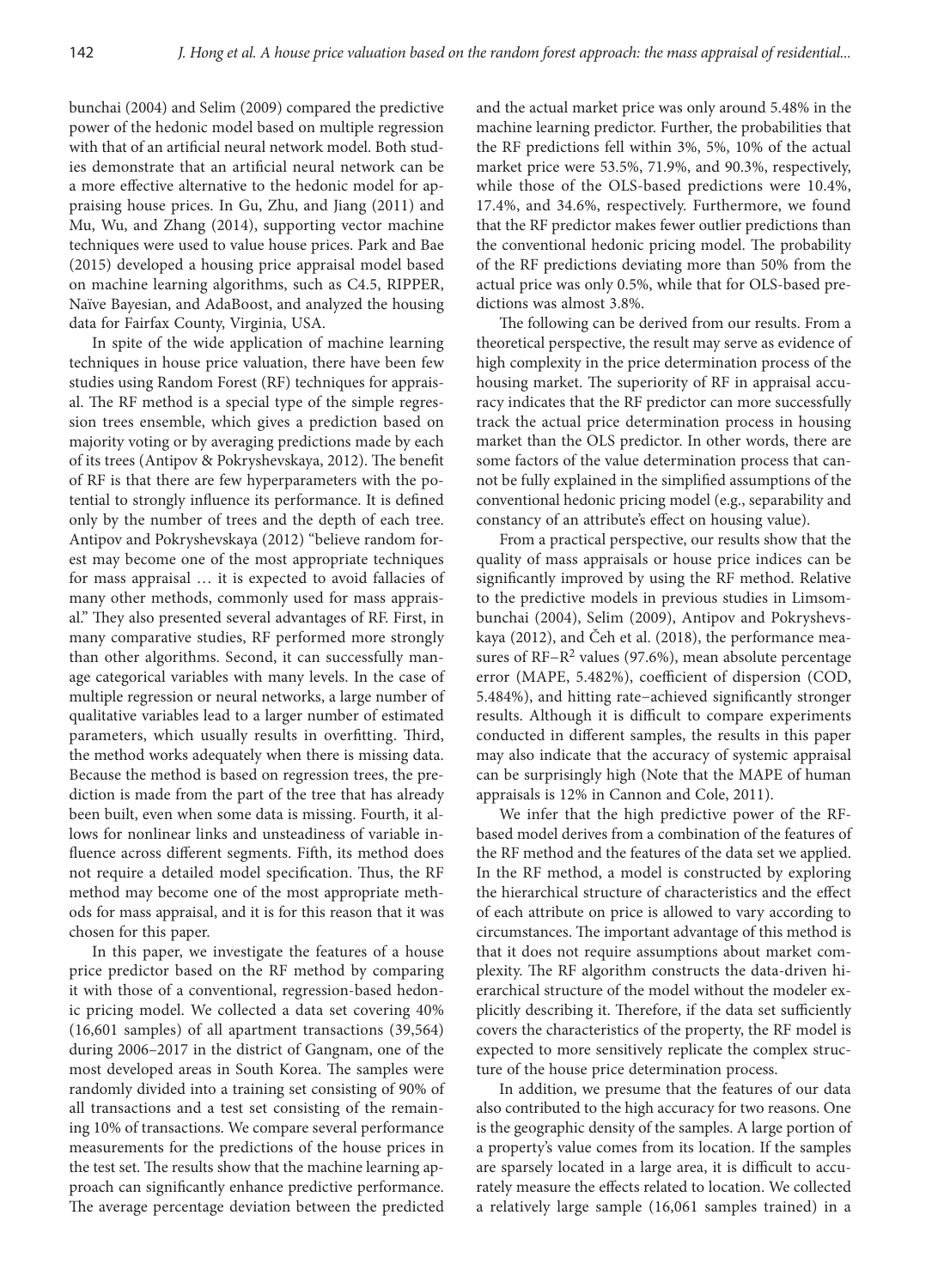bunchai (2004) and Selim (2009) compared the predictive power of the hedonic model based on multiple regression with that of an artificial neural network model. Both studies demonstrate that an artificial neural network can be a more effective alternative to the hedonic model for appraising house prices. In Gu, Zhu, and Jiang (2011) and Mu, Wu, and Zhang (2014), supporting vector machine techniques were used to value house prices. Park and Bae (2015) developed a housing price appraisal model based on machine learning algorithms, such as C4.5, RIPPER, Naïve Bayesian, and AdaBoost, and analyzed the housing data for Fairfax County, Virginia, USA.

In spite of the wide application of machine learning techniques in house price valuation, there have been few studies using Random Forest (RF) techniques for appraisal. The RF method is a special type of the simple regression trees ensemble, which gives a prediction based on majority voting or by averaging predictions made by each of its trees (Antipov & Pokryshevskaya, 2012). The benefit of RF is that there are few hyperparameters with the potential to strongly influence its performance. It is defined only by the number of trees and the depth of each tree. Antipov and Pokryshevskaya (2012) "believe random forest may become one of the most appropriate techniques for mass appraisal … it is expected to avoid fallacies of many other methods, commonly used for mass appraisal." They also presented several advantages of RF. First, in many comparative studies, RF performed more strongly than other algorithms. Second, it can successfully manage categorical variables with many levels. In the case of multiple regression or neural networks, a large number of qualitative variables lead to a larger number of estimated parameters, which usually results in overfitting. Third, the method works adequately when there is missing data. Because the method is based on regression trees, the prediction is made from the part of the tree that has already been built, even when some data is missing. Fourth, it allows for nonlinear links and unsteadiness of variable influence across different segments. Fifth, its method does not require a detailed model specification. Thus, the RF method may become one of the most appropriate methods for mass appraisal, and it is for this reason that it was chosen for this paper.

In this paper, we investigate the features of a house price predictor based on the RF method by comparing it with those of a conventional, regression-based hedonic pricing model. We collected a data set covering 40% (16,601 samples) of all apartment transactions (39,564) during 2006–2017 in the district of Gangnam, one of the most developed areas in South Korea. The samples were randomly divided into a training set consisting of 90% of all transactions and a test set consisting of the remaining 10% of transactions. We compare several performance measurements for the predictions of the house prices in the test set. The results show that the machine learning approach can significantly enhance predictive performance. The average percentage deviation between the predicted and the actual market price was only around 5.48% in the machine learning predictor. Further, the probabilities that the RF predictions fell within 3%, 5%, 10% of the actual market price were 53.5%, 71.9%, and 90.3%, respectively, while those of the OLS-based predictions were 10.4%, 17.4%, and 34.6%, respectively. Furthermore, we found that the RF predictor makes fewer outlier predictions than the conventional hedonic pricing model. The probability of the RF predictions deviating more than 50% from the actual price was only 0.5%, while that for OLS-based predictions was almost 3.8%.

The following can be derived from our results. From a theoretical perspective, the result may serve as evidence of high complexity in the price determination process of the housing market. The superiority of RF in appraisal accuracy indicates that the RF predictor can more successfully track the actual price determination process in housing market than the OLS predictor. In other words, there are some factors of the value determination process that cannot be fully explained in the simplified assumptions of the conventional hedonic pricing model (e.g., separability and constancy of an attribute's effect on housing value).

From a practical perspective, our results show that the quality of mass appraisals or house price indices can be significantly improved by using the RF method. Relative to the predictive models in previous studies in Limsombunchai (2004), Selim (2009), Antipov and Pokryshevskaya (2012), and Čeh et al. (2018), the performance measures of RF–$R^2$ values (97.6%), mean absolute percentage error (MAPE, 5.482%), coefficient of dispersion (COD, 5.484%), and hitting rate–achieved significantly stronger results. Although it is difficult to compare experiments conducted in different samples, the results in this paper may also indicate that the accuracy of systemic appraisal can be surprisingly high (Note that the MAPE of human appraisals is 12% in Cannon and Cole, 2011).

We infer that the high predictive power of the RF-based model derives from a combination of the features of the RF method and the features of the data set we applied. In the RF method, a model is constructed by exploring the hierarchical structure of characteristics and the effect of each attribute on price is allowed to vary according to circumstances. The important advantage of this method is that it does not require assumptions about market complexity. The RF algorithm constructs the data-driven hierarchical structure of the model without the modeler explicitly describing it. Therefore, if the data set sufficiently covers the characteristics of the property, the RF model is expected to more sensitively replicate the complex structure of the house price determination process.

In addition, we presume that the features of our data also contributed to the high accuracy for two reasons. One is the geographic density of the samples. A large portion of a property's value comes from its location. If the samples are sparsely located in a large area, it is difficult to accurately measure the effects related to location. We collected a relatively large sample (16,061 samples trained) in a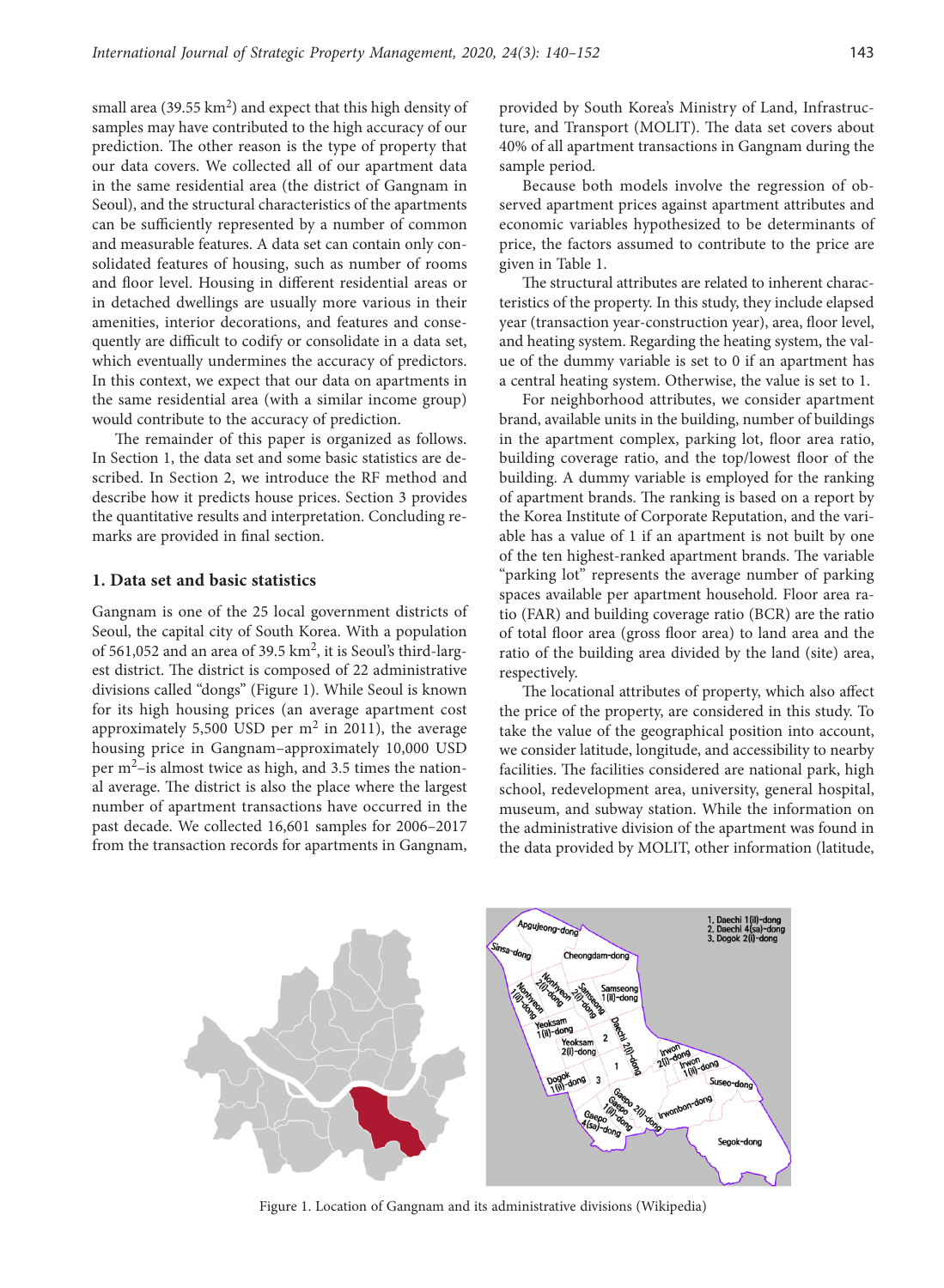small area (39.55 km$^2$) and expect that this high density of samples may have contributed to the high accuracy of our prediction. The other reason is the type of property that our data covers. We collected all of our apartment data in the same residential area (the district of Gangnam in Seoul), and the structural characteristics of the apartments can be sufficiently represented by a number of common and measurable features. A data set can contain only consolidated features of housing, such as number of rooms and floor level. Housing in different residential areas or in detached dwellings are usually more various in their amenities, interior decorations, and features and consequently are difficult to codify or consolidate in a data set, which eventually undermines the accuracy of predictors. In this context, we expect that our data on apartments in the same residential area (with a similar income group) would contribute to the accuracy of prediction.

The remainder of this paper is organized as follows. In Section 1, the data set and some basic statistics are described. In Section 2, we introduce the RF method and describe how it predicts house prices. Section 3 provides the quantitative results and interpretation. Concluding remarks are provided in final section.

## 1. Data set and basic statistics

Gangnam is one of the 25 local government districts of Seoul, the capital city of South Korea. With a population of 561,052 and an area of 39.5 km$^2$, it is Seoul's third-largest district. The district is composed of 22 administrative divisions called "dongs" (Figure 1). While Seoul is known for its high housing prices (an average apartment cost approximately 5,500 USD per m$^2$ in 2011), the average housing price in Gangnam–approximately 10,000 USD per m$^2$–is almost twice as high, and 3.5 times the national average. The district is also the place where the largest number of apartment transactions have occurred in the past decade. We collected 16,601 samples for 2006–2017 from the transaction records for apartments in Gangnam, provided by South Korea's Ministry of Land, Infrastructure, and Transport (MOLIT). The data set covers about 40% of all apartment transactions in Gangnam during the sample period.

Because both models involve the regression of observed apartment prices against apartment attributes and economic variables hypothesized to be determinants of price, the factors assumed to contribute to the price are given in Table 1.

The structural attributes are related to inherent characteristics of the property. In this study, they include elapsed year (transaction year-construction year), area, floor level, and heating system. Regarding the heating system, the value of the dummy variable is set to 0 if an apartment has a central heating system. Otherwise, the value is set to 1.

For neighborhood attributes, we consider apartment brand, available units in the building, number of buildings in the apartment complex, parking lot, floor area ratio, building coverage ratio, and the top/lowest floor of the building. A dummy variable is employed for the ranking of apartment brands. The ranking is based on a report by the Korea Institute of Corporate Reputation, and the variable has a value of 1 if an apartment is not built by one of the ten highest-ranked apartment brands. The variable "parking lot" represents the average number of parking spaces available per apartment household. Floor area ratio (FAR) and building coverage ratio (BCR) are the ratio of total floor area (gross floor area) to land area and the ratio of the building area divided by the land (site) area, respectively.

The locational attributes of property, which also affect the price of the property, are considered in this study. To take the value of the geographical position into account, we consider latitude, longitude, and accessibility to nearby facilities. The facilities considered are national park, high school, redevelopment area, university, general hospital, museum, and subway station. While the information on the administrative division of the apartment was found in the data provided by MOLIT, other information (latitude,

Figure 1. Location of Gangnam and its administrative divisions (Wikipedia)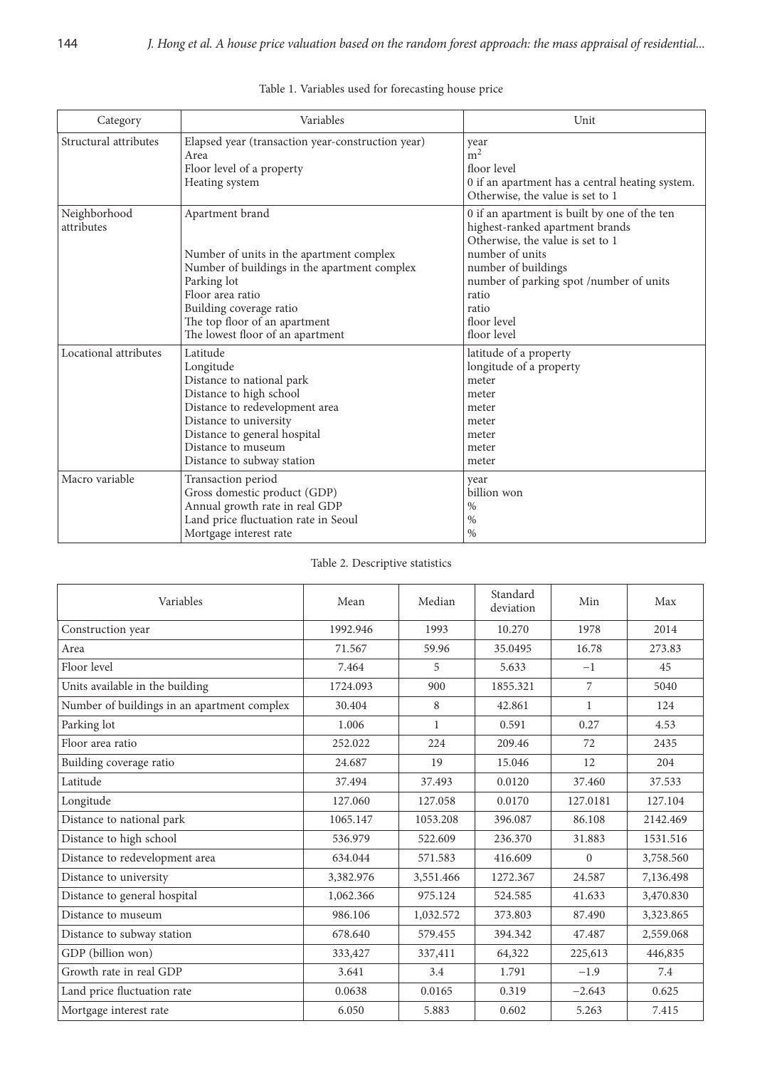Table 1. Variables used for forecasting house price

| Category | Variables | Unit |
|---|---|---|
| Structural attributes | Elapsed year (transaction year-construction year)<br>Area<br>Floor level of a property<br>Heating system | year<br>$m^2$<br>floor level<br>0 if an apartment has a central heating system. Otherwise, the value is set to 1 |
| Neighborhood attributes | Apartment brand<br><br><br>Number of units in the apartment complex<br>Number of buildings in the apartment complex<br>Parking lot<br>Floor area ratio<br>Building coverage ratio<br>The top floor of an apartment<br>The lowest floor of an apartment | 0 if an apartment is built by one of the ten highest-ranked apartment brands Otherwise, the value is set to 1<br>number of units<br>number of buildings<br>number of parking spot /number of units<br>ratio<br>ratio<br>floor level<br>floor level |
| Locational attributes | Latitude<br>Longitude<br>Distance to national park<br>Distance to high school<br>Distance to redevelopment area<br>Distance to university<br>Distance to general hospital<br>Distance to museum<br>Distance to subway station | latitude of a property<br>longitude of a property<br>meter<br>meter<br>meter<br>meter<br>meter<br>meter<br>meter |
| Macro variable | Transaction period<br>Gross domestic product (GDP)<br>Annual growth rate in real GDP<br>Land price fluctuation rate in Seoul<br>Mortgage interest rate | year<br>billion won<br>%<br>%<br>% |

Table 2. Descriptive statistics

| Variables | Mean | Median | Standard deviation | Min | Max |
|---|---|---|---|---|---|
| Construction year | 1992.946 | 1993 | 10.270 | 1978 | 2014 |
| Area | 71.567 | 59.96 | 35.0495 | 16.78 | 273.83 |
| Floor level | 7.464 | 5 | 5.633 | −1 | 45 |
| Units available in the building | 1724.093 | 900 | 1855.321 | 7 | 5040 |
| Number of buildings in an apartment complex | 30.404 | 8 | 42.861 | 1 | 124 |
| Parking lot | 1.006 | 1 | 0.591 | 0.27 | 4.53 |
| Floor area ratio | 252.022 | 224 | 209.46 | 72 | 2435 |
| Building coverage ratio | 24.687 | 19 | 15.046 | 12 | 204 |
| Latitude | 37.494 | 37.493 | 0.0120 | 37.460 | 37.533 |
| Longitude | 127.060 | 127.058 | 0.0170 | 127.0181 | 127.104 |
| Distance to national park | 1065.147 | 1053.208 | 396.087 | 86.108 | 2142.469 |
| Distance to high school | 536.979 | 522.609 | 236.370 | 31.883 | 1531.516 |
| Distance to redevelopment area | 634.044 | 571.583 | 416.609 | 0 | 3,758.560 |
| Distance to university | 3,382.976 | 3,551.466 | 1272.367 | 24.587 | 7,136.498 |
| Distance to general hospital | 1,062.366 | 975.124 | 524.585 | 41.633 | 3,470.830 |
| Distance to museum | 986.106 | 1,032.572 | 373.803 | 87.490 | 3,323.865 |
| Distance to subway station | 678.640 | 579.455 | 394.342 | 47.487 | 2,559.068 |
| GDP (billion won) | 333,427 | 337,411 | 64,322 | 225,613 | 446,835 |
| Growth rate in real GDP | 3.641 | 3.4 | 1.791 | −1.9 | 7.4 |
| Land price fluctuation rate | 0.0638 | 0.0165 | 0.319 | −2.643 | 0.625 |
| Mortgage interest rate | 6.050 | 5.883 | 0.602 | 5.263 | 7.415 |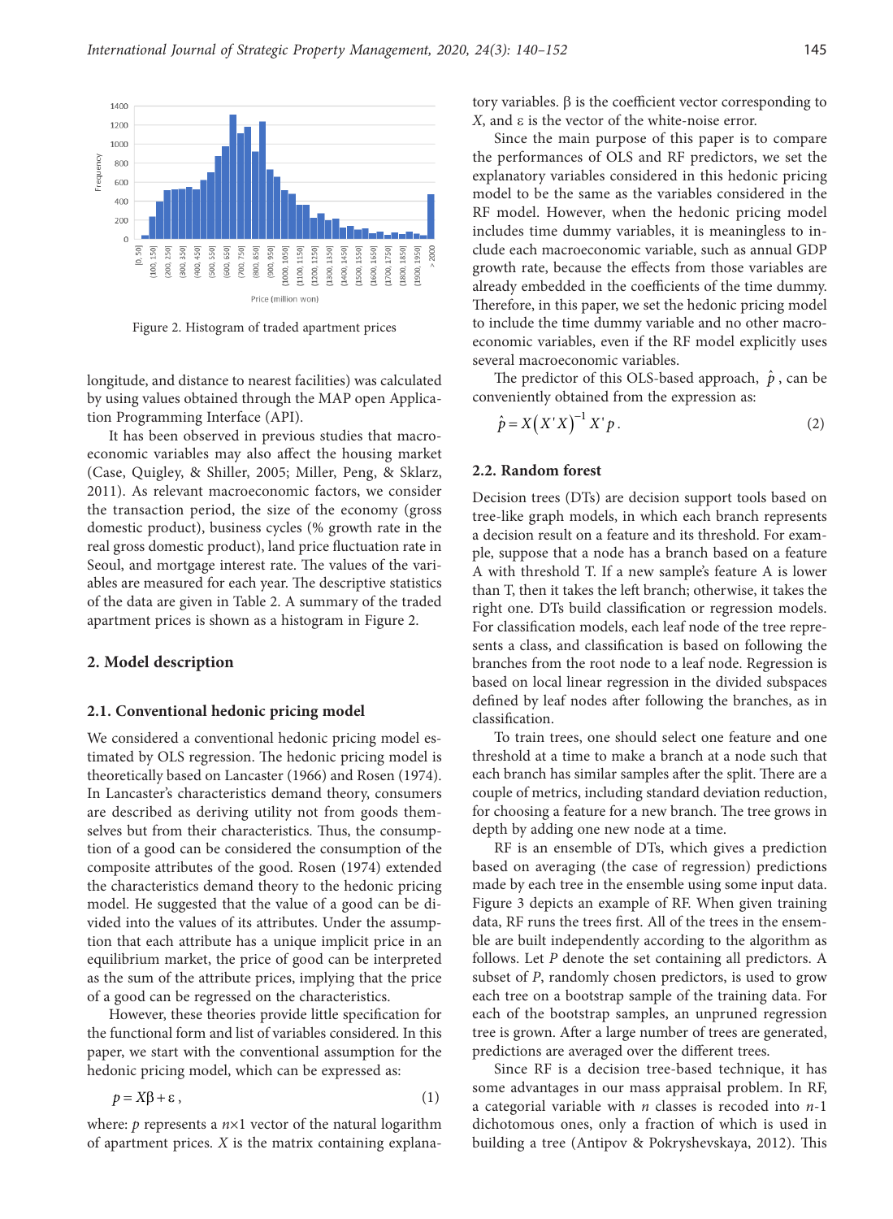Figure 2. Histogram of traded apartment prices

longitude, and distance to nearest facilities) was calculated by using values obtained through the MAP open Application Programming Interface (API).

It has been observed in previous studies that macroeconomic variables may also affect the housing market (Case, Quigley, & Shiller, 2005; Miller, Peng, & Sklarz, 2011). As relevant macroeconomic factors, we consider the transaction period, the size of the economy (gross domestic product), business cycles (% growth rate in the real gross domestic product), land price fluctuation rate in Seoul, and mortgage interest rate. The values of the variables are measured for each year. The descriptive statistics of the data are given in Table 2. A summary of the traded apartment prices is shown as a histogram in Figure 2.

## 2. Model description

### 2.1. Conventional hedonic pricing model

We considered a conventional hedonic pricing model estimated by OLS regression. The hedonic pricing model is theoretically based on Lancaster (1966) and Rosen (1974). In Lancaster's characteristics demand theory, consumers are described as deriving utility not from goods themselves but from their characteristics. Thus, the consumption of a good can be considered the consumption of the composite attributes of the good. Rosen (1974) extended the characteristics demand theory to the hedonic pricing model. He suggested that the value of a good can be divided into the values of its attributes. Under the assumption that each attribute has a unique implicit price in an equilibrium market, the price of good can be interpreted as the sum of the attribute prices, implying that the price of a good can be regressed on the characteristics.

However, these theories provide little specification for the functional form and list of variables considered. In this paper, we start with the conventional assumption for the hedonic pricing model, which can be expressed as:

$$p = X\beta + \varepsilon \,, \tag{1}$$

where: $p$ represents a $n \times 1$ vector of the natural logarithm of apartment prices. $X$ is the matrix containing explanatory variables. $\beta$ is the coefficient vector corresponding to $X$, and $\varepsilon$ is the vector of the white-noise error.

Since the main purpose of this paper is to compare the performances of OLS and RF predictors, we set the explanatory variables considered in this hedonic pricing model to be the same as the variables considered in the RF model. However, when the hedonic pricing model includes time dummy variables, it is meaningless to include each macroeconomic variable, such as annual GDP growth rate, because the effects from those variables are already embedded in the coefficients of the time dummy. Therefore, in this paper, we set the hedonic pricing model to include the time dummy variable and no other macroeconomic variables, even if the RF model explicitly uses several macroeconomic variables.

The predictor of this OLS-based approach, $\hat{p}$, can be conveniently obtained from the expression as:

$$\hat{p} = X\left(X'X\right)^{-1} X'p \,. \tag{2}$$

### 2.2. Random forest

Decision trees (DTs) are decision support tools based on tree-like graph models, in which each branch represents a decision result on a feature and its threshold. For example, suppose that a node has a branch based on a feature A with threshold T. If a new sample's feature A is lower than T, then it takes the left branch; otherwise, it takes the right one. DTs build classification or regression models. For classification models, each leaf node of the tree represents a class, and classification is based on following the branches from the root node to a leaf node. Regression is based on local linear regression in the divided subspaces defined by leaf nodes after following the branches, as in classification.

To train trees, one should select one feature and one threshold at a time to make a branch at a node such that each branch has similar samples after the split. There are a couple of metrics, including standard deviation reduction, for choosing a feature for a new branch. The tree grows in depth by adding one new node at a time.

RF is an ensemble of DTs, which gives a prediction based on averaging (the case of regression) predictions made by each tree in the ensemble using some input data. Figure 3 depicts an example of RF. When given training data, RF runs the trees first. All of the trees in the ensemble are built independently according to the algorithm as follows. Let $P$ denote the set containing all predictors. A subset of $P$, randomly chosen predictors, is used to grow each tree on a bootstrap sample of the training data. For each of the bootstrap samples, an unpruned regression tree is grown. After a large number of trees are generated, predictions are averaged over the different trees.

Since RF is a decision tree-based technique, it has some advantages in our mass appraisal problem. In RF, a categorial variable with $n$ classes is recoded into $n$-1 dichotomous ones, only a fraction of which is used in building a tree (Antipov & Pokryshevskaya, 2012). This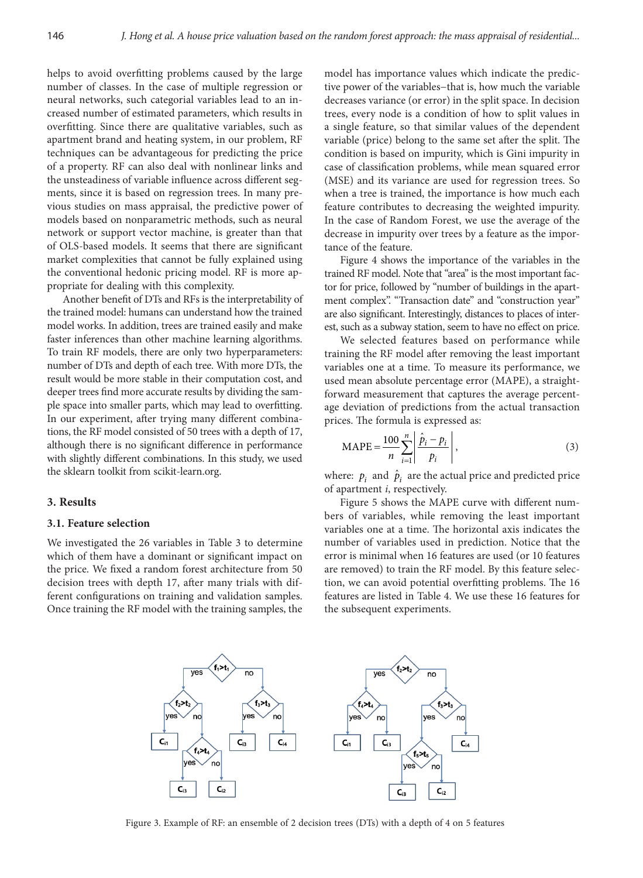helps to avoid overfitting problems caused by the large number of classes. In the case of multiple regression or neural networks, such categorial variables lead to an increased number of estimated parameters, which results in overfitting. Since there are qualitative variables, such as apartment brand and heating system, in our problem, RF techniques can be advantageous for predicting the price of a property. RF can also deal with nonlinear links and the unsteadiness of variable influence across different segments, since it is based on regression trees. In many previous studies on mass appraisal, the predictive power of models based on nonparametric methods, such as neural network or support vector machine, is greater than that of OLS-based models. It seems that there are significant market complexities that cannot be fully explained using the conventional hedonic pricing model. RF is more appropriate for dealing with this complexity.

Another benefit of DTs and RFs is the interpretability of the trained model: humans can understand how the trained model works. In addition, trees are trained easily and make faster inferences than other machine learning algorithms. To train RF models, there are only two hyperparameters: number of DTs and depth of each tree. With more DTs, the result would be more stable in their computation cost, and deeper trees find more accurate results by dividing the sample space into smaller parts, which may lead to overfitting. In our experiment, after trying many different combinations, the RF model consisted of 50 trees with a depth of 17, although there is no significant difference in performance with slightly different combinations. In this study, we used the sklearn toolkit from scikit-learn.org.

## 3. Results

### 3.1. Feature selection

We investigated the 26 variables in Table 3 to determine which of them have a dominant or significant impact on the price. We fixed a random forest architecture from 50 decision trees with depth 17, after many trials with different configurations on training and validation samples. Once training the RF model with the training samples, the model has importance values which indicate the predictive power of the variables–that is, how much the variable decreases variance (or error) in the split space. In decision trees, every node is a condition of how to split values in a single feature, so that similar values of the dependent variable (price) belong to the same set after the split. The condition is based on impurity, which is Gini impurity in case of classification problems, while mean squared error (MSE) and its variance are used for regression trees. So when a tree is trained, the importance is how much each feature contributes to decreasing the weighted impurity. In the case of Random Forest, we use the average of the decrease in impurity over trees by a feature as the importance of the feature.

Figure 4 shows the importance of the variables in the trained RF model. Note that "area" is the most important factor for price, followed by "number of buildings in the apartment complex". "Transaction date" and "construction year" are also significant. Interestingly, distances to places of interest, such as a subway station, seem to have no effect on price.

We selected features based on performance while training the RF model after removing the least important variables one at a time. To measure its performance, we used mean absolute percentage error (MAPE), a straightforward measurement that captures the average percentage deviation of predictions from the actual transaction prices. The formula is expressed as:

$$\text{MAPE} = \frac{100}{n}\sum_{i=1}^{n}\left|\frac{\hat{p}_i - p_i}{p_i}\right|, \tag{3}$$

where: $p_i$ and $\hat{p}_i$ are the actual price and predicted price of apartment $i$, respectively.

Figure 5 shows the MAPE curve with different numbers of variables, while removing the least important variables one at a time. The horizontal axis indicates the number of variables used in prediction. Notice that the error is minimal when 16 features are used (or 10 features are removed) to train the RF model. By this feature selection, we can avoid potential overfitting problems. The 16 features are listed in Table 4. We use these 16 features for the subsequent experiments.

Figure 3. Example of RF: an ensemble of 2 decision trees (DTs) with a depth of 4 on 5 features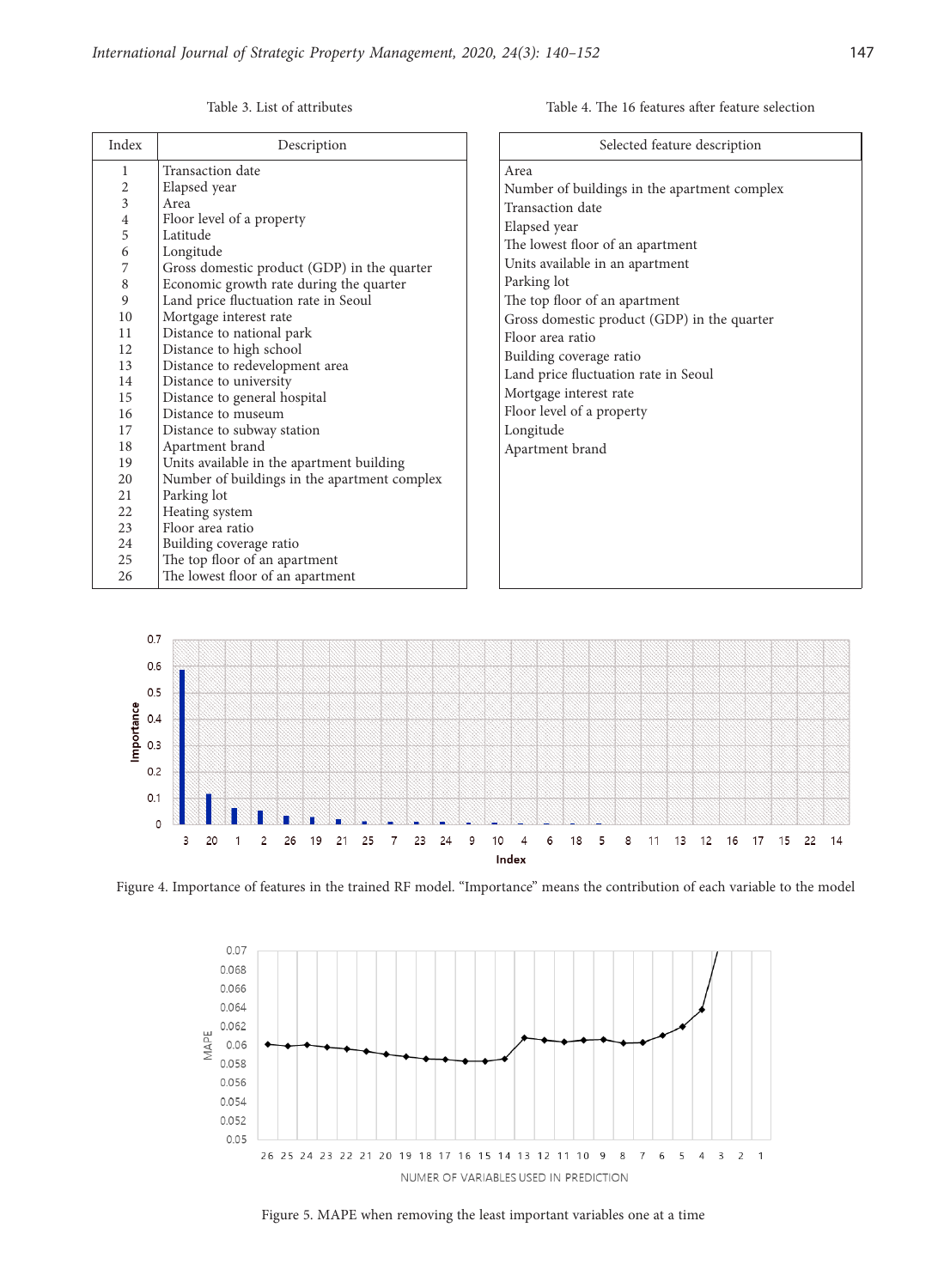Table 3. List of attributes

| Index | Description |
|---|---|
| 1 | Transaction date |
| 2 | Elapsed year |
| 3 | Area |
| 4 | Floor level of a property |
| 5 | Latitude |
| 6 | Longitude |
| 7 | Gross domestic product (GDP) in the quarter |
| 8 | Economic growth rate during the quarter |
| 9 | Land price fluctuation rate in Seoul |
| 10 | Mortgage interest rate |
| 11 | Distance to national park |
| 12 | Distance to high school |
| 13 | Distance to redevelopment area |
| 14 | Distance to university |
| 15 | Distance to general hospital |
| 16 | Distance to museum |
| 17 | Distance to subway station |
| 18 | Apartment brand |
| 19 | Units available in the apartment building |
| 20 | Number of buildings in the apartment complex |
| 21 | Parking lot |
| 22 | Heating system |
| 23 | Floor area ratio |
| 24 | Building coverage ratio |
| 25 | The top floor of an apartment |
| 26 | The lowest floor of an apartment |

Table 4. The 16 features after feature selection

| Selected feature description |
|---|
| Area |
| Number of buildings in the apartment complex |
| Transaction date |
| Elapsed year |
| The lowest floor of an apartment |
| Units available in an apartment |
| Parking lot |
| The top floor of an apartment |
| Gross domestic product (GDP) in the quarter |
| Floor area ratio |
| Building coverage ratio |
| Land price fluctuation rate in Seoul |
| Mortgage interest rate |
| Floor level of a property |
| Longitude |
| Apartment brand |

Figure 4. Importance of features in the trained RF model. "Importance" means the contribution of each variable to the model

Figure 5. MAPE when removing the least important variables one at a time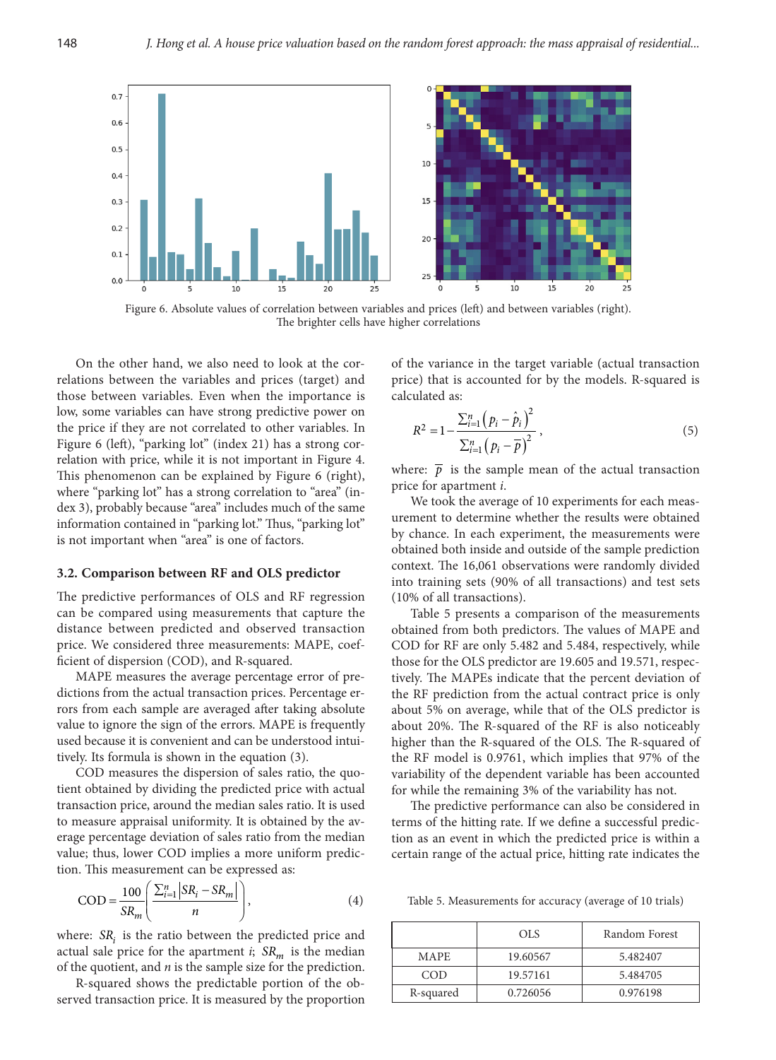Figure 6. Absolute values of correlation between variables and prices (left) and between variables (right). The brighter cells have higher correlations

On the other hand, we also need to look at the correlations between the variables and prices (target) and those between variables. Even when the importance is low, some variables can have strong predictive power on the price if they are not correlated to other variables. In Figure 6 (left), "parking lot" (index 21) has a strong correlation with price, while it is not important in Figure 4. This phenomenon can be explained by Figure 6 (right), where "parking lot" has a strong correlation to "area" (index 3), probably because "area" includes much of the same information contained in "parking lot." Thus, "parking lot" is not important when "area" is one of factors.

### 3.2. Comparison between RF and OLS predictor

The predictive performances of OLS and RF regression can be compared using measurements that capture the distance between predicted and observed transaction price. We considered three measurements: MAPE, coefficient of dispersion (COD), and R-squared.

MAPE measures the average percentage error of predictions from the actual transaction prices. Percentage errors from each sample are averaged after taking absolute value to ignore the sign of the errors. MAPE is frequently used because it is convenient and can be understood intuitively. Its formula is shown in the equation (3).

COD measures the dispersion of sales ratio, the quotient obtained by dividing the predicted price with actual transaction price, around the median sales ratio. It is used to measure appraisal uniformity. It is obtained by the average percentage deviation of sales ratio from the median value; thus, lower COD implies a more uniform prediction. This measurement can be expressed as:

$$COD = \frac{100}{SR_m}\left(\frac{\sum_{i=1}^{n}\left|SR_i - SR_m\right|}{n}\right), \tag{4}$$

where: $SR_i$ is the ratio between the predicted price and actual sale price for the apartment $i$; $SR_m$ is the median of the quotient, and $n$ is the sample size for the prediction.

R-squared shows the predictable portion of the observed transaction price. It is measured by the proportion of the variance in the target variable (actual transaction price) that is accounted for by the models. R-squared is calculated as:

$$R^2 = 1 - \frac{\sum_{i=1}^{n}\left(p_i - \hat{p}_i\right)^2}{\sum_{i=1}^{n}\left(p_i - \overline{p}\right)^2}, \tag{5}$$

where: $\overline{p}$ is the sample mean of the actual transaction price for apartment $i$.

We took the average of 10 experiments for each measurement to determine whether the results were obtained by chance. In each experiment, the measurements were obtained both inside and outside of the sample prediction context. The 16,061 observations were randomly divided into training sets (90% of all transactions) and test sets (10% of all transactions).

Table 5 presents a comparison of the measurements obtained from both predictors. The values of MAPE and COD for RF are only 5.482 and 5.484, respectively, while those for the OLS predictor are 19.605 and 19.571, respectively. The MAPEs indicate that the percent deviation of the RF prediction from the actual contract price is only about 5% on average, while that of the OLS predictor is about 20%. The R-squared of the RF is also noticeably higher than the R-squared of the OLS. The R-squared of the RF model is 0.9761, which implies that 97% of the variability of the dependent variable has been accounted for while the remaining 3% of the variability has not.

The predictive performance can also be considered in terms of the hitting rate. If we define a successful prediction as an event in which the predicted price is within a certain range of the actual price, hitting rate indicates the

Table 5. Measurements for accuracy (average of 10 trials)

| | OLS | Random Forest |
|---|---|---|
| MAPE | 19.60567 | 5.482407 |
| COD | 19.57161 | 5.484705 |
| R-squared | 0.726056 | 0.976198 |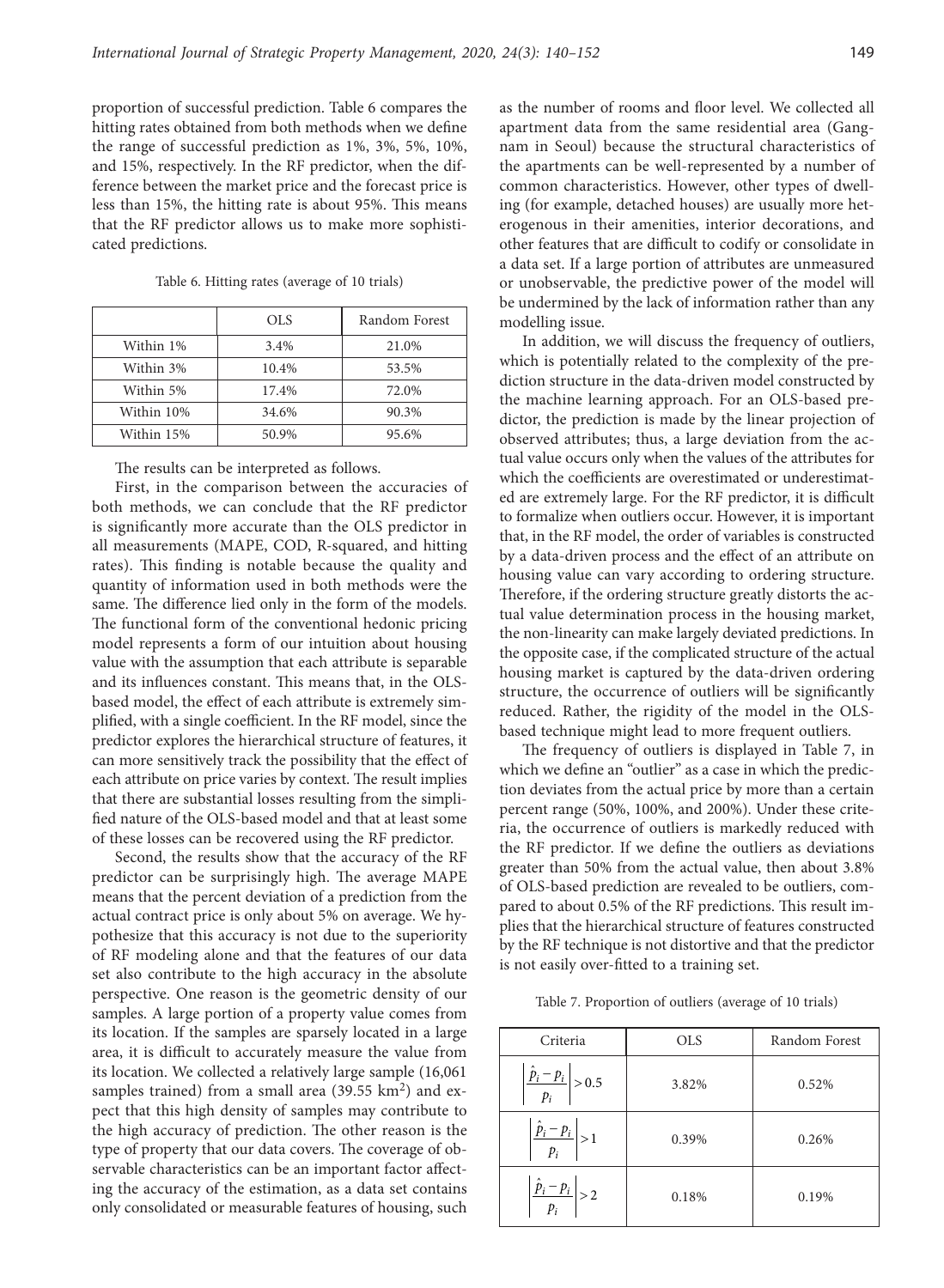proportion of successful prediction. Table 6 compares the hitting rates obtained from both methods when we define the range of successful prediction as 1%, 3%, 5%, 10%, and 15%, respectively. In the RF predictor, when the difference between the market price and the forecast price is less than 15%, the hitting rate is about 95%. This means that the RF predictor allows us to make more sophisticated predictions.

Table 6. Hitting rates (average of 10 trials)

| | OLS | Random Forest |
|---|---|---|
| Within 1% | 3.4% | 21.0% |
| Within 3% | 10.4% | 53.5% |
| Within 5% | 17.4% | 72.0% |
| Within 10% | 34.6% | 90.3% |
| Within 15% | 50.9% | 95.6% |

The results can be interpreted as follows.

First, in the comparison between the accuracies of both methods, we can conclude that the RF predictor is significantly more accurate than the OLS predictor in all measurements (MAPE, COD, R-squared, and hitting rates). This finding is notable because the quality and quantity of information used in both methods were the same. The difference lied only in the form of the models. The functional form of the conventional hedonic pricing model represents a form of our intuition about housing value with the assumption that each attribute is separable and its influences constant. This means that, in the OLS-based model, the effect of each attribute is extremely simplified, with a single coefficient. In the RF model, since the predictor explores the hierarchical structure of features, it can more sensitively track the possibility that the effect of each attribute on price varies by context. The result implies that there are substantial losses resulting from the simplified nature of the OLS-based model and that at least some of these losses can be recovered using the RF predictor.

Second, the results show that the accuracy of the RF predictor can be surprisingly high. The average MAPE means that the percent deviation of a prediction from the actual contract price is only about 5% on average. We hypothesize that this accuracy is not due to the superiority of RF modeling alone and that the features of our data set also contribute to the high accuracy in the absolute perspective. One reason is the geometric density of our samples. A large portion of a property value comes from its location. If the samples are sparsely located in a large area, it is difficult to accurately measure the value from its location. We collected a relatively large sample (16,061 samples trained) from a small area (39.55 km$^2$) and expect that this high density of samples may contribute to the high accuracy of prediction. The other reason is the type of property that our data covers. The coverage of observable characteristics can be an important factor affecting the accuracy of the estimation, as a data set contains only consolidated or measurable features of housing, such as the number of rooms and floor level. We collected all apartment data from the same residential area (Gangnam in Seoul) because the structural characteristics of the apartments can be well-represented by a number of common characteristics. However, other types of dwelling (for example, detached houses) are usually more heterogeneous in their amenities, interior decorations, and other features that are difficult to codify or consolidate in a data set. If a large portion of attributes are unmeasured or unobservable, the predictive power of the model will be undermined by the lack of information rather than any modelling issue.

In addition, we will discuss the frequency of outliers, which is potentially related to the complexity of the prediction structure in the data-driven model constructed by the machine learning approach. For an OLS-based predictor, the prediction is made by the linear projection of observed attributes; thus, a large deviation from the actual value occurs only when the values of the attributes for which the coefficients are overestimated or underestimated are extremely large. For the RF predictor, it is difficult to formalize when outliers occur. However, it is important that, in the RF model, the order of variables is constructed by a data-driven process and the effect of an attribute on housing value can vary according to ordering structure. Therefore, if the ordering structure greatly distorts the actual value determination process in the housing market, the non-linearity can make largely deviated predictions. In the opposite case, if the complicated structure of the actual housing market is captured by the data-driven ordering structure, the occurrence of outliers will be significantly reduced. Rather, the rigidity of the model in the OLS-based technique might lead to more frequent outliers.

The frequency of outliers is displayed in Table 7, in which we define an "outlier" as a case in which the prediction deviates from the actual price by more than a certain percent range (50%, 100%, and 200%). Under these criteria, the occurrence of outliers is markedly reduced with the RF predictor. If we define the outliers as deviations greater than 50% from the actual value, then about 3.8% of OLS-based prediction are revealed to be outliers, compared to about 0.5% of the RF predictions. This result implies that the hierarchical structure of features constructed by the RF technique is not distortive and that the predictor is not easily over-fitted to a training set.

Table 7. Proportion of outliers (average of 10 trials)

| Criteria | OLS | Random Forest |
|---|---|---|
| $\left\lvert \frac{\hat{p}_i - p_i}{p_i} \right\rvert > 0.5$ | 3.82% | 0.52% |
| $\left\lvert \frac{\hat{p}_i - p_i}{p_i} \right\rvert > 1$ | 0.39% | 0.26% |
| $\left\lvert \frac{\hat{p}_i - p_i}{p_i} \right\rvert > 2$ | 0.18% | 0.19% |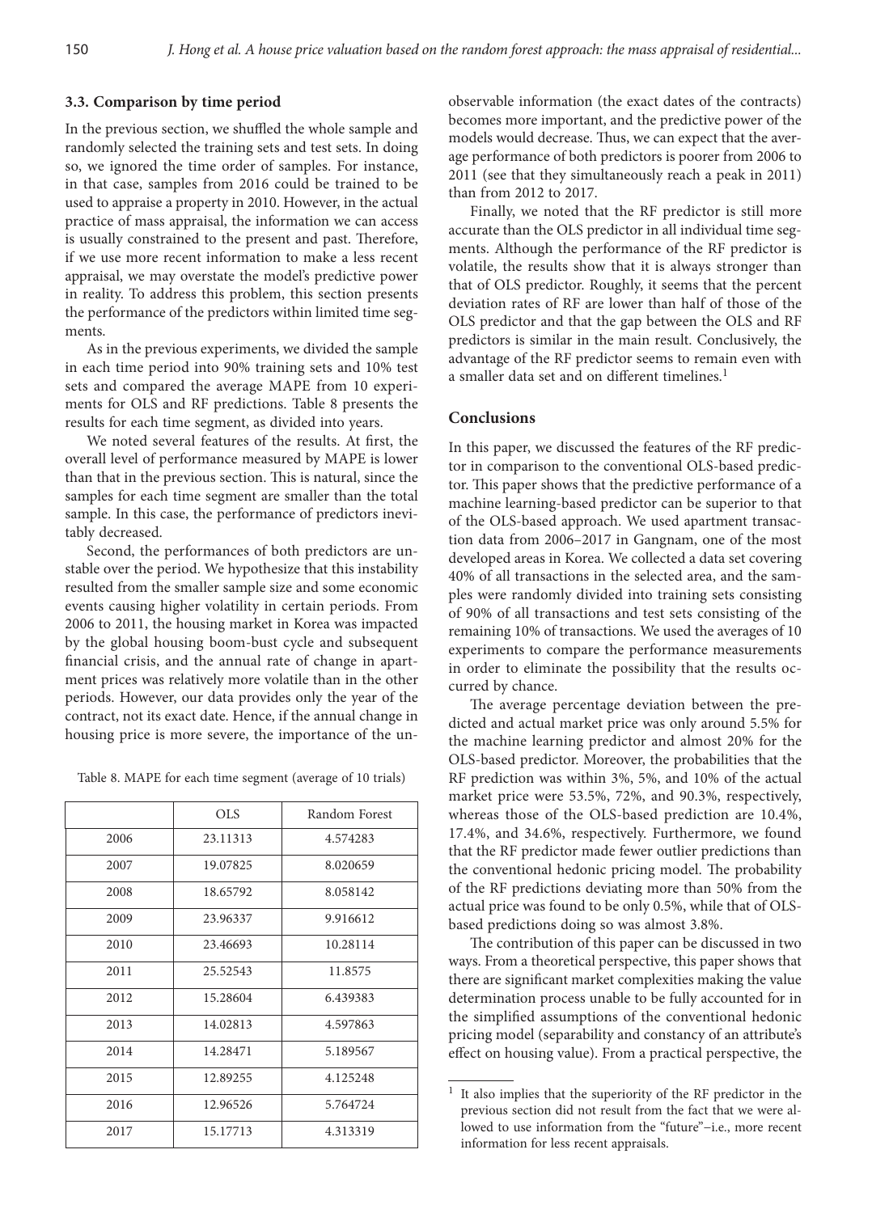### 3.3. Comparison by time period

In the previous section, we shuffled the whole sample and randomly selected the training sets and test sets. In doing so, we ignored the time order of samples. For instance, in that case, samples from 2016 could be trained to be used to appraise a property in 2010. However, in the actual practice of mass appraisal, the information we can access is usually constrained to the present and past. Therefore, if we use more recent information to make a less recent appraisal, we may overstate the model's predictive power in reality. To address this problem, this section presents the performance of the predictors within limited time segments.

As in the previous experiments, we divided the sample in each time period into 90% training sets and 10% test sets and compared the average MAPE from 10 experiments for OLS and RF predictions. Table 8 presents the results for each time segment, as divided into years.

We noted several features of the results. At first, the overall level of performance measured by MAPE is lower than that in the previous section. This is natural, since the samples for each time segment are smaller than the total sample. In this case, the performance of predictors inevitably decreased.

Second, the performances of both predictors are unstable over the period. We hypothesize that this instability resulted from the smaller sample size and some economic events causing higher volatility in certain periods. From 2006 to 2011, the housing market in Korea was impacted by the global housing boom-bust cycle and subsequent financial crisis, and the annual rate of change in apartment prices was relatively more volatile than in the other periods. However, our data provides only the year of the contract, not its exact date. Hence, if the annual change in housing price is more severe, the importance of the unobservable information (the exact dates of the contracts) becomes more important, and the predictive power of the models would decrease. Thus, we can expect that the average performance of both predictors is poorer from 2006 to 2011 (see that they simultaneously reach a peak in 2011) than from 2012 to 2017.

Table 8. MAPE for each time segment (average of 10 trials)

| | OLS | Random Forest |
|---|---|---|
| 2006 | 23.11313 | 4.574283 |
| 2007 | 19.07825 | 8.020659 |
| 2008 | 18.65792 | 8.058142 |
| 2009 | 23.96337 | 9.916612 |
| 2010 | 23.46693 | 10.28114 |
| 2011 | 25.52543 | 11.8575 |
| 2012 | 15.28604 | 6.439383 |
| 2013 | 14.02813 | 4.597863 |
| 2014 | 14.28471 | 5.189567 |
| 2015 | 12.89255 | 4.125248 |
| 2016 | 12.96526 | 5.764724 |
| 2017 | 15.17713 | 4.313319 |

Finally, we noted that the RF predictor is still more accurate than the OLS predictor in all individual time segments. Although the performance of the RF predictor is volatile, the results show that it is always stronger than that of OLS predictor. Roughly, it seems that the percent deviation rates of RF are lower than half of those of the OLS predictor and that the gap between the OLS and RF predictors is similar in the main result. Conclusively, the advantage of the RF predictor seems to remain even with a smaller data set and on different timelines.[1]

## Conclusions

In this paper, we discussed the features of the RF predictor in comparison to the conventional OLS-based predictor. This paper shows that the predictive performance of a machine learning-based predictor can be superior to that of the OLS-based approach. We used apartment transaction data from 2006–2017 in Gangnam, one of the most developed areas in Korea. We collected a data set covering 40% of all transactions in the selected area, and the samples were randomly divided into training sets consisting of 90% of all transactions and test sets consisting of the remaining 10% of transactions. We used the averages of 10 experiments to compare the performance measurements in order to eliminate the possibility that the results occurred by chance.

The average percentage deviation between the predicted and actual market price was only around 5.5% for the machine learning predictor and almost 20% for the OLS-based predictor. Moreover, the probabilities that the RF prediction was within 3%, 5%, and 10% of the actual market price were 53.5%, 72%, and 90.3%, respectively, whereas those of the OLS-based prediction are 10.4%, 17.4%, and 34.6%, respectively. Furthermore, we found that the RF predictor made fewer outlier predictions than the conventional hedonic pricing model. The probability of the RF predictions deviating more than 50% from the actual price was found to be only 0.5%, while that of OLS-based predictions doing so was almost 3.8%.

The contribution of this paper can be discussed in two ways. From a theoretical perspective, this paper shows that there are significant market complexities making the value determination process unable to be fully accounted for in the simplified assumptions of the conventional hedonic pricing model (separability and constancy of an attribute's effect on housing value). From a practical perspective, the

[1] It also implies that the superiority of the RF predictor in the previous section did not result from the fact that we were allowed to use information from the "future"–i.e., more recent information for less recent appraisals.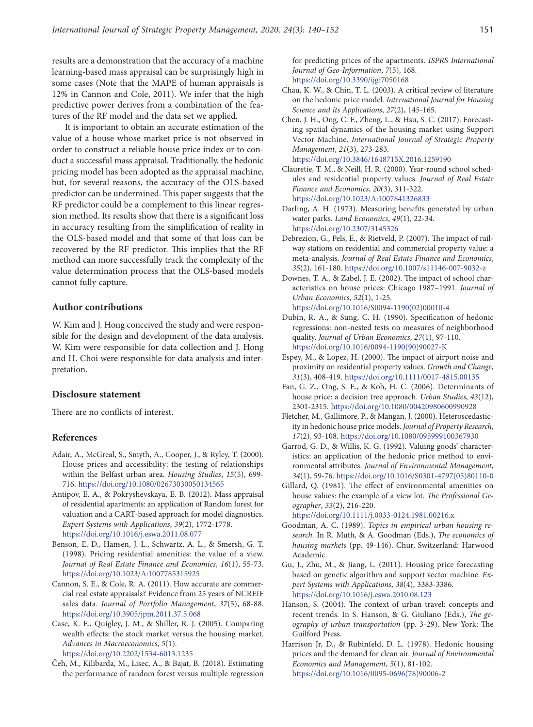results are a demonstration that the accuracy of a machine learning-based mass appraisal can be surprisingly high in some cases (Note that the MAPE of human appraisals is 12% in Cannon and Cole, 2011). We infer that the high predictive power derives from a combination of the features of the RF model and the data set we applied.

It is important to obtain an accurate estimation of the value of a house whose market price is not observed in order to construct a reliable house price index or to conduct a successful mass appraisal. Traditionally, the hedonic pricing model has been adopted as the appraisal machine, but, for several reasons, the accuracy of the OLS-based predictor can be undermined. This paper suggests that the RF predictor could be a complement to this linear regression method. Its results show that there is a significant loss in accuracy resulting from the simplification of reality in the OLS-based model and that some of that loss can be recovered by the RF predictor. This implies that the RF method can more successfully track the complexity of the value determination process that the OLS-based models cannot fully capture.

## Author contributions

W. Kim and J. Hong conceived the study and were responsible for the design and development of the data analysis. W. Kim were responsible for data collection and J. Hong and H. Choi were responsible for data analysis and interpretation.

## Disclosure statement

There are no conflicts of interest.

## References

Adair, A., McGreal, S., Smyth, A., Cooper, J., & Ryley, T. (2000). House prices and accessibility: the testing of relationships within the Belfast urban area. *Housing Studies*, *15*(5), 699-716. https://doi.org/10.1080/02673030050134565

Antipov, E. A., & Pokryshevskaya, E. B. (2012). Mass appraisal of residential apartments: an application of Random forest for valuation and a CART-based approach for model diagnostics. *Expert Systems with Applications*, *39*(2), 1772-1778. https://doi.org/10.1016/j.eswa.2011.08.077

Benson, E. D., Hansen, J. L., Schwartz, A. L., & Smersh, G. T. (1998). Pricing residential amenities: the value of a view. *Journal of Real Estate Finance and Economics*, *16*(1), 55-73. https://doi.org/10.1023/A:1007785315925

Cannon, S. E., & Cole, R. A. (2011). How accurate are commercial real estate appraisals? Evidence from 25 years of NCREIF sales data. *Journal of Portfolio Management*, *37*(5), 68-88. https://doi.org/10.3905/jpm.2011.37.5.068

Case, K. E., Quigley, J. M., & Shiller, R. J. (2005). Comparing wealth effects: the stock market versus the housing market. *Advances in Macroeconomics*, *5*(1). https://doi.org/10.2202/1534-6013.1235

Čeh, M., Kilibarda, M., Lisec, A., & Bajat, B. (2018). Estimating the performance of random forest versus multiple regression for predicting prices of the apartments. *ISPRS International Journal of Geo-Information*, *7*(5), 168. https://doi.org/10.3390/ijgi7050168

Chau, K. W., & Chin, T. L. (2003). A critical review of literature on the hedonic price model. *International Journal for Housing Science and its Applications*, *27*(2), 145-165.

Chen, J. H., Ong, C. F., Zheng, L., & Hsu, S. C. (2017). Forecasting spatial dynamics of the housing market using Support Vector Machine. *International Journal of Strategic Property Management*, *21*(3), 273-283. https://doi.org/10.3846/1648715X.2016.1259190

Clauretie, T. M., & Neill, H. R. (2000). Year-round school schedules and residential property values. *Journal of Real Estate Finance and Economics*, *20*(3), 311-322. https://doi.org/10.1023/A:1007841326833

Darling, A. H. (1973). Measuring benefits generated by urban water parks. *Land Economics*, *49*(1), 22-34. https://doi.org/10.2307/3145326

Debrezion, G., Pels, E., & Rietveld, P. (2007). The impact of railway stations on residential and commercial property value: a meta-analysis. *Journal of Real Estate Finance and Economics*, *35*(2), 161-180. https://doi.org/10.1007/s11146-007-9032-z

Downes, T. A., & Zabel, J. E. (2002). The impact of school characteristics on house prices: Chicago 1987–1991. *Journal of Urban Economics*, *52*(1), 1-25. https://doi.org/10.1016/S0094-1190(02)00010-4

Dubin, R. A., & Sung, C. H. (1990). Specification of hedonic regressions: non-nested tests on measures of neighborhood quality. *Journal of Urban Economics*, *27*(1), 97-110. https://doi.org/10.1016/0094-1190(90)90027-K

Espey, M., & Lopez, H. (2000). The impact of airport noise and proximity on residential property values. *Growth and Change*, *31*(3), 408-419. https://doi.org/10.1111/0017-4815.00135

Fan, G. Z., Ong, S. E., & Koh, H. C. (2006). Determinants of house price: a decision tree approach. *Urban Studies*, *43*(12), 2301-2315. https://doi.org/10.1080/00420980600990928

Fletcher, M., Gallimore, P., & Mangan, J. (2000). Heteroscedasticity in hedonic house price models. *Journal of Property Research*, *17*(2), 93-108. https://doi.org/10.1080/095999100367930

Garrod, G. D., & Willis, K. G. (1992). Valuing goods' characteristics: an application of the hedonic price method to environmental attributes. *Journal of Environmental Management*, *34*(1), 59-76. https://doi.org/10.1016/S0301-4797(05)80110-0

Gillard, Q. (1981). The effect of environmental amenities on house values: the example of a view lot. *The Professional Geographer*, *33*(2), 216-220. https://doi.org/10.1111/j.0033-0124.1981.00216.x

Goodman, A. C. (1989). *Topics in empirical urban housing research*. In R. Muth, & A. Goodman (Eds.), *The economics of housing markets* (pp. 49-146). Chur, Switzerland: Harwood Academic.

Gu, J., Zhu, M., & Jiang, L. (2011). Housing price forecasting based on genetic algorithm and support vector machine. *Expert Systems with Applications*, *38*(4), 3383-3386. https://doi.org/10.1016/j.eswa.2010.08.123

Hanson, S. (2004). The context of urban travel: concepts and recent trends. In S. Hanson, & G. Giuliano (Eds.), *The geography of urban transportation* (pp. 3-29). New York: The Guilford Press.

Harrison Jr, D., & Rubinfeld, D. L. (1978). Hedonic housing prices and the demand for clean air. *Journal of Environmental Economics and Management*, *5*(1), 81-102. https://doi.org/10.1016/0095-0696(78)90006-2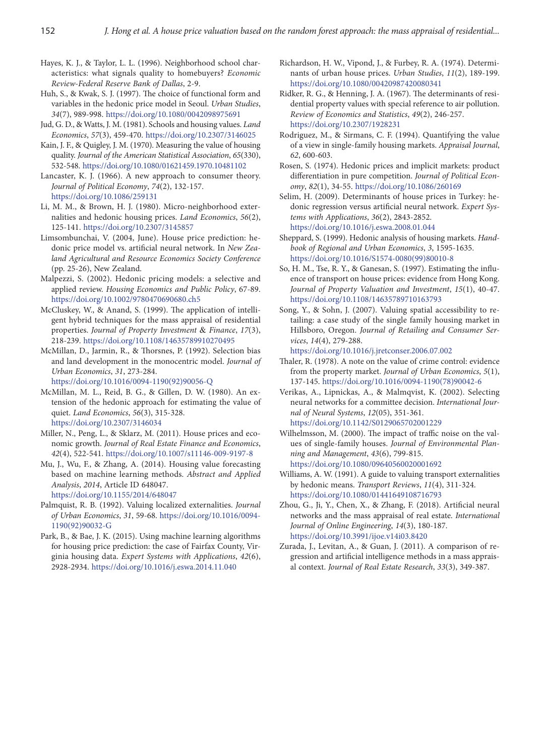Hayes, K. J., & Taylor, L. L. (1996). Neighborhood school characteristics: what signals quality to homebuyers? *Economic Review-Federal Reserve Bank of Dallas*, 2-9.

Huh, S., & Kwak, S. J. (1997). The choice of functional form and variables in the hedonic price model in Seoul. *Urban Studies*, *34*(7), 989-998. https://doi.org/10.1080/0042098975691

Jud, G. D., & Watts, J. M. (1981). Schools and housing values. *Land Economics*, *57*(3), 459-470. https://doi.org/10.2307/3146025

Kain, J. F., & Quigley, J. M. (1970). Measuring the value of housing quality. *Journal of the American Statistical Association*, *65*(330), 532-548. https://doi.org/10.1080/01621459.1970.10481102

Lancaster, K. J. (1966). A new approach to consumer theory. *Journal of Political Economy*, *74*(2), 132-157. https://doi.org/10.1086/259131

Li, M. M., & Brown, H. J. (1980). Micro-neighborhood externalities and hedonic housing prices. *Land Economics*, *56*(2), 125-141. https://doi.org/10.2307/3145857

Limsombunchai, V. (2004, June). House price prediction: hedonic price model vs. artificial neural network. In *New Zealand Agricultural and Resource Economics Society Conference* (pp. 25-26), New Zealand.

Malpezzi, S. (2002). Hedonic pricing models: a selective and applied review. *Housing Economics and Public Policy*, 67-89. https://doi.org/10.1002/9780470690680.ch5

McCluskey, W., & Anand, S. (1999). The application of intelligent hybrid techniques for the mass appraisal of residential properties. *Journal of Property Investment & Finance*, *17*(3), 218-239. https://doi.org/10.1108/14635789910270495

McMillan, D., Jarmin, R., & Thorsnes, P. (1992). Selection bias and land development in the monocentric model. *Journal of Urban Economics*, *31*, 273-284. https://doi.org/10.1016/0094-1190(92)90056-Q

McMillan, M. L., Reid, B. G., & Gillen, D. W. (1980). An extension of the hedonic approach for estimating the value of quiet. *Land Economics*, *56*(3), 315-328. https://doi.org/10.2307/3146034

Miller, N., Peng, L., & Sklarz, M. (2011). House prices and economic growth. *Journal of Real Estate Finance and Economics*, *42*(4), 522-541. https://doi.org/10.1007/s11146-009-9197-8

Mu, J., Wu, F., & Zhang, A. (2014). Housing value forecasting based on machine learning methods. *Abstract and Applied Analysis*, *2014*, Article ID 648047. https://doi.org/10.1155/2014/648047

Palmquist, R. B. (1992). Valuing localized externalities. *Journal of Urban Economics*, *31*, 59-68. https://doi.org/10.1016/0094-1190(92)90032-G

Park, B., & Bae, J. K. (2015). Using machine learning algorithms for housing price prediction: the case of Fairfax County, Virginia housing data. *Expert Systems with Applications*, *42*(6), 2928-2934. https://doi.org/10.1016/j.eswa.2014.11.040

Richardson, H. W., Vipond, J., & Furbey, R. A. (1974). Determinants of urban house prices. *Urban Studies*, *11*(2), 189-199. https://doi.org/10.1080/00420987420080341

Ridker, R. G., & Henning, J. A. (1967). The determinants of residential property values with special reference to air pollution. *Review of Economics and Statistics*, *49*(2), 246-257. https://doi.org/10.2307/1928231

Rodriguez, M., & Sirmans, C. F. (1994). Quantifying the value of a view in single-family housing markets. *Appraisal Journal*, *62*, 600-603.

Rosen, S. (1974). Hedonic prices and implicit markets: product differentiation in pure competition. *Journal of Political Economy*, *82*(1), 34-55. https://doi.org/10.1086/260169

Selim, H. (2009). Determinants of house prices in Turkey: hedonic regression versus artificial neural network. *Expert Systems with Applications*, *36*(2), 2843-2852. https://doi.org/10.1016/j.eswa.2008.01.044

Sheppard, S. (1999). Hedonic analysis of housing markets. *Handbook of Regional and Urban Economics*, *3*, 1595-1635. https://doi.org/10.1016/S1574-0080(99)80010-8

So, H. M., Tse, R. Y., & Ganesan, S. (1997). Estimating the influence of transport on house prices: evidence from Hong Kong. *Journal of Property Valuation and Investment*, *15*(1), 40-47. https://doi.org/10.1108/14635789710163793

Song, Y., & Sohn, J. (2007). Valuing spatial accessibility to retailing: a case study of the single family housing market in Hillsboro, Oregon. *Journal of Retailing and Consumer Services*, *14*(4), 279-288. https://doi.org/10.1016/j.jretconser.2006.07.002

Thaler, R. (1978). A note on the value of crime control: evidence from the property market. *Journal of Urban Economics*, *5*(1), 137-145. https://doi.org/10.1016/0094-1190(78)90042-6

Verikas, A., Lipnickas, A., & Malmqvist, K. (2002). Selecting neural networks for a committee decision. *International Journal of Neural Systems*, *12*(05), 351-361. https://doi.org/10.1142/S0129065702001229

Wilhelmsson, M. (2000). The impact of traffic noise on the values of single-family houses. *Journal of Environmental Planning and Management*, *43*(6), 799-815. https://doi.org/10.1080/09640560020001692

Williams, A. W. (1991). A guide to valuing transport externalities by hedonic means. *Transport Reviews*, *11*(4), 311-324. https://doi.org/10.1080/01441649108716793

Zhou, G., Ji, Y., Chen, X., & Zhang, F. (2018). Artificial neural networks and the mass appraisal of real estate. *International Journal of Online Engineering*, *14*(3), 180-187. https://doi.org/10.3991/ijoe.v14i03.8420

Zurada, J., Levitan, A., & Guan, J. (2011). A comparison of regression and artificial intelligence methods in a mass appraisal context. *Journal of Real Estate Research*, *33*(3), 349-387.